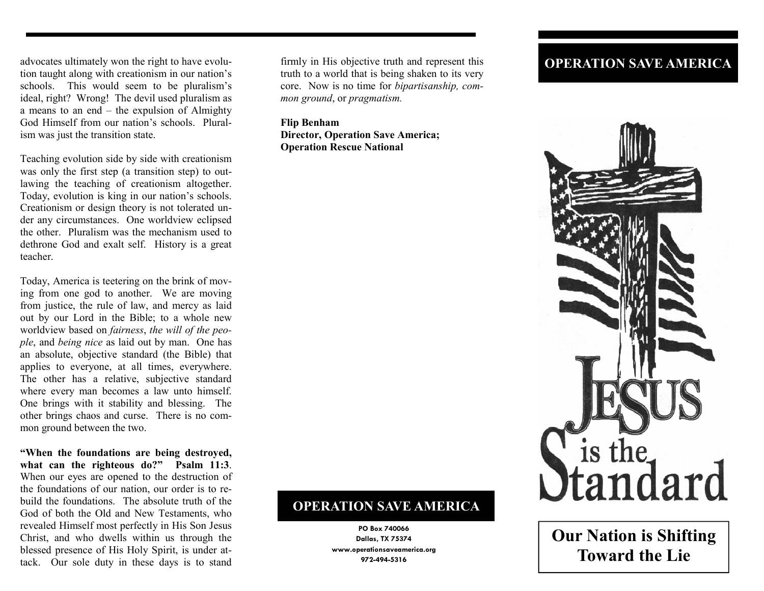advocates ultimately won the right to have evolution taught along with creationism in our nation's schools. This would seem to be pluralism's ideal, right? Wrong! The devil used pluralism as a means to an end – the expulsion of Almighty God Himself from our nation's schools. Pluralism was just the transition state.

Teaching evolution side by side with creationism was only the first step (a transition step) to outlawing the teaching of creationism altogether. Today, evolution is king in our nation's schools. Creationism or design theory is not tolerated under any circumstances. One worldview eclipsed the other. Pluralism was the mechanism used to dethrone God and exalt self. History is a great teacher.

Today, America is teetering on the brink of moving from one god to another. We are moving from justice, the rule of law, and mercy as laid out by our Lord in the Bible; to a whole new worldview based on *fairness*, *the will of the people*, and *being nice* as laid out by man. One has an absolute, objective standard (the Bible) that applies to everyone, at all times, everywhere. The other has a relative, subjective standard where every man becomes a law unto himself. One brings with it stability and blessing. The other brings chaos and curse. There is no common ground between the two.

**"When the foundations are being destroyed, what can the righteous do?" Psalm 11:3**. When our eyes are opened to the destruction of the foundations of our nation, our order is to rebuild the foundations. The absolute truth of the God of both the Old and New Testaments, who revealed Himself most perfectly in His Son Jesus Christ, and who dwells within us through the blessed presence of His Holy Spirit, is under attack. Our sole duty in these days is to stand firmly in His objective truth and represent this truth to a world that is being shaken to its very core. Now is no time for *bipartisanship, common ground*, or *pragmatism.*

**Flip Benham**
**Director, Operation Save America;**
**Operation Rescue National**

## OPERATION SAVE AMERICA

PO Box 740066
Dallas, TX 75374
www.operationsaveamerica.org
972-494-5316

## OPERATION SAVE AMERICA

JESUS is the Standard

# Our Nation is Shifting Toward the Lie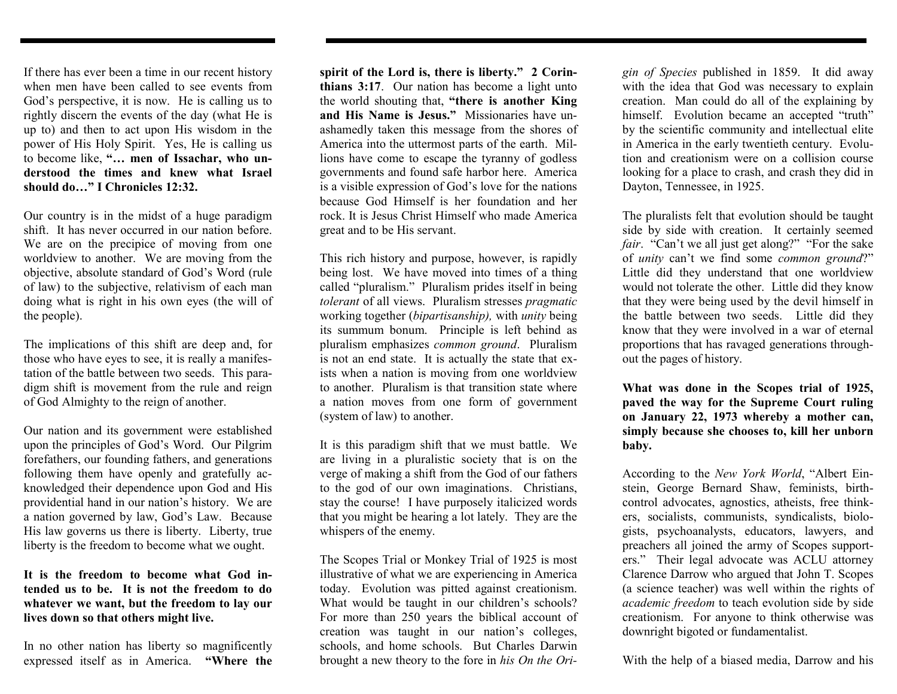If there has ever been a time in our recent history when men have been called to see events from God's perspective, it is now. He is calling us to rightly discern the events of the day (what He is up to) and then to act upon His wisdom in the power of His Holy Spirit. Yes, He is calling us to become like, **"… men of Issachar, who understood the times and knew what Israel should do…" I Chronicles 12:32.**

Our country is in the midst of a huge paradigm shift. It has never occurred in our nation before. We are on the precipice of moving from one worldview to another. We are moving from the objective, absolute standard of God's Word (rule of law) to the subjective, relativism of each man doing what is right in his own eyes (the will of the people).

The implications of this shift are deep and, for those who have eyes to see, it is really a manifestation of the battle between two seeds. This paradigm shift is movement from the rule and reign of God Almighty to the reign of another.

Our nation and its government were established upon the principles of God's Word. Our Pilgrim forefathers, our founding fathers, and generations following them have openly and gratefully acknowledged their dependence upon God and His providential hand in our nation's history. We are a nation governed by law, God's Law. Because His law governs us there is liberty. Liberty, true liberty is the freedom to become what we ought.

**It is the freedom to become what God intended us to be. It is not the freedom to do whatever we want, but the freedom to lay our lives down so that others might live.**

In no other nation has liberty so magnificently expressed itself as in America. **"Where the spirit of the Lord is, there is liberty." 2 Corinthians 3:17**. Our nation has become a light unto the world shouting that, **"there is another King and His Name is Jesus."** Missionaries have unashamedly taken this message from the shores of America into the uttermost parts of the earth. Millions have come to escape the tyranny of godless governments and found safe harbor here. America is a visible expression of God's love for the nations because God Himself is her foundation and her rock. It is Jesus Christ Himself who made America great and to be His servant.

This rich history and purpose, however, is rapidly being lost. We have moved into times of a thing called "pluralism." Pluralism prides itself in being *tolerant* of all views. Pluralism stresses *pragmatic* working together (*bipartisanship),* with *unity* being its summum bonum. Principle is left behind as pluralism emphasizes *common ground*. Pluralism is not an end state. It is actually the state that exists when a nation is moving from one worldview to another. Pluralism is that transition state where a nation moves from one form of government (system of law) to another.

It is this paradigm shift that we must battle. We are living in a pluralistic society that is on the verge of making a shift from the God of our fathers to the god of our own imaginations. Christians, stay the course! I have purposely italicized words that you might be hearing a lot lately. They are the whispers of the enemy.

The Scopes Trial or Monkey Trial of 1925 is most illustrative of what we are experiencing in America today. Evolution was pitted against creationism. What would be taught in our children's schools? For more than 250 years the biblical account of creation was taught in our nation's colleges, schools, and home schools. But Charles Darwin brought a new theory to the fore in *his On the Origin of Species* published in 1859. It did away with the idea that God was necessary to explain creation. Man could do all of the explaining by himself. Evolution became an accepted "truth" by the scientific community and intellectual elite in America in the early twentieth century. Evolution and creationism were on a collision course looking for a place to crash, and crash they did in Dayton, Tennessee, in 1925.

The pluralists felt that evolution should be taught side by side with creation. It certainly seemed *fair*. "Can't we all just get along?" "For the sake of *unity* can't we find some *common ground*?" Little did they understand that one worldview would not tolerate the other. Little did they know that they were being used by the devil himself in the battle between two seeds. Little did they know that they were involved in a war of eternal proportions that has ravaged generations throughout the pages of history.

**What was done in the Scopes trial of 1925, paved the way for the Supreme Court ruling on January 22, 1973 whereby a mother can, simply because she chooses to, kill her unborn baby.**

According to the *New York World*, "Albert Einstein, George Bernard Shaw, feminists, birth-control advocates, agnostics, atheists, free thinkers, socialists, communists, syndicalists, biologists, psychoanalysts, educators, lawyers, and preachers all joined the army of Scopes supporters." Their legal advocate was ACLU attorney Clarence Darrow who argued that John T. Scopes (a science teacher) was well within the rights of *academic freedom* to teach evolution side by side creationism. For anyone to think otherwise was downright bigoted or fundamentalist.

With the help of a biased media, Darrow and his